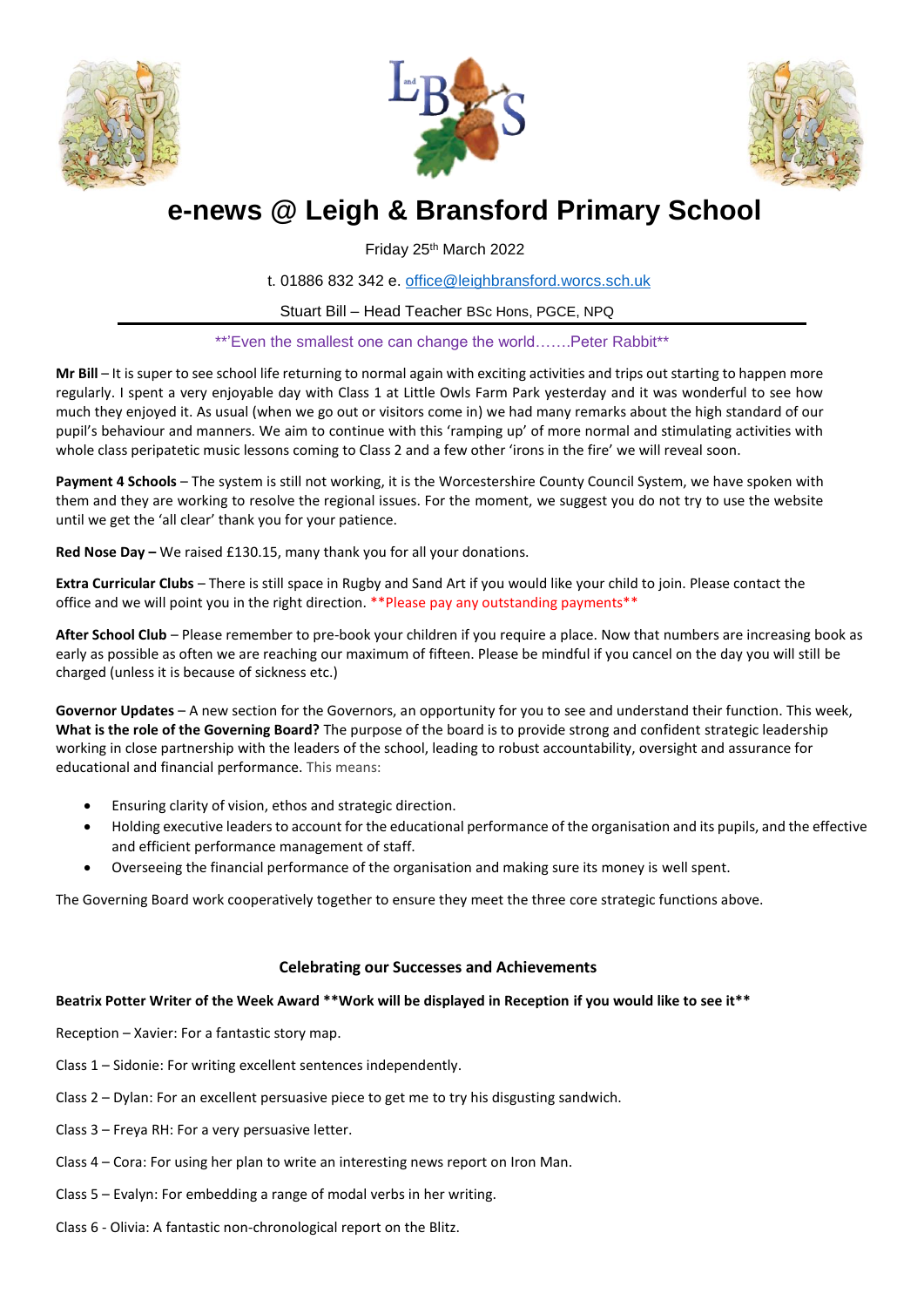# e-news @ Leigh & Bransford Primary School

Friday 25th March 2022

t. 01886 832 342 e. office@leighbransford.worcs.sch.uk

Stuart Bill – Head Teacher BSc Hons, PGCE, NPQ

**'Even the smallest one can change the world…….Peter Rabbit**

**Mr Bill** – It is super to see school life returning to normal again with exciting activities and trips out starting to happen more regularly. I spent a very enjoyable day with Class 1 at Little Owls Farm Park yesterday and it was wonderful to see how much they enjoyed it. As usual (when we go out or visitors come in) we had many remarks about the high standard of our pupil's behaviour and manners. We aim to continue with this 'ramping up' of more normal and stimulating activities with whole class peripatetic music lessons coming to Class 2 and a few other 'irons in the fire' we will reveal soon.

**Payment 4 Schools** – The system is still not working, it is the Worcestershire County Council System, we have spoken with them and they are working to resolve the regional issues. For the moment, we suggest you do not try to use the website until we get the 'all clear' thank you for your patience.

**Red Nose Day –** We raised £130.15, many thank you for all your donations.

**Extra Curricular Clubs** – There is still space in Rugby and Sand Art if you would like your child to join. Please contact the office and we will point you in the right direction. **Please pay any outstanding payments**

**After School Club** – Please remember to pre-book your children if you require a place. Now that numbers are increasing book as early as possible as often we are reaching our maximum of fifteen. Please be mindful if you cancel on the day you will still be charged (unless it is because of sickness etc.)

**Governor Updates** – A new section for the Governors, an opportunity for you to see and understand their function. This week, **What is the role of the Governing Board?** The purpose of the board is to provide strong and confident strategic leadership working in close partnership with the leaders of the school, leading to robust accountability, oversight and assurance for educational and financial performance. This means:

- Ensuring clarity of vision, ethos and strategic direction.
- Holding executive leaders to account for the educational performance of the organisation and its pupils, and the effective and efficient performance management of staff.
- Overseeing the financial performance of the organisation and making sure its money is well spent.

The Governing Board work cooperatively together to ensure they meet the three core strategic functions above.

## Celebrating our Successes and Achievements

**Beatrix Potter Writer of the Week Award **Work will be displayed in Reception if you would like to see it****

Reception – Xavier: For a fantastic story map.

Class 1 – Sidonie: For writing excellent sentences independently.

Class 2 – Dylan: For an excellent persuasive piece to get me to try his disgusting sandwich.

Class 3 – Freya RH: For a very persuasive letter.

Class 4 – Cora: For using her plan to write an interesting news report on Iron Man.

Class 5 – Evalyn: For embedding a range of modal verbs in her writing.

Class 6 - Olivia: A fantastic non-chronological report on the Blitz.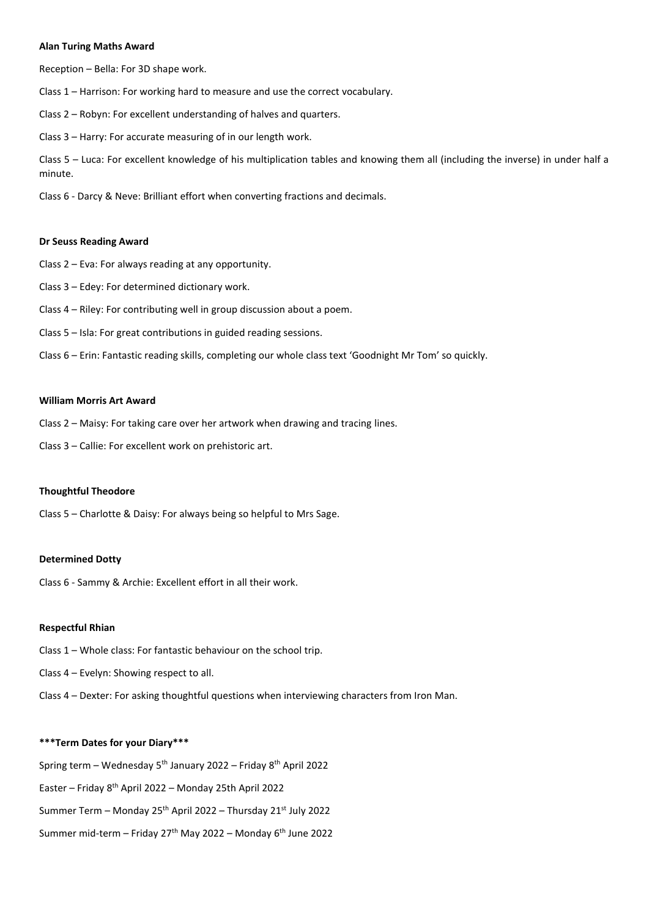**Alan Turing Maths Award**

Reception – Bella: For 3D shape work.

Class 1 – Harrison: For working hard to measure and use the correct vocabulary.

Class 2 – Robyn: For excellent understanding of halves and quarters.

Class 3 – Harry: For accurate measuring of in our length work.

Class 5 – Luca: For excellent knowledge of his multiplication tables and knowing them all (including the inverse) in under half a minute.

Class 6 - Darcy & Neve: Brilliant effort when converting fractions and decimals.

**Dr Seuss Reading Award**

Class 2 – Eva: For always reading at any opportunity.

Class 3 – Edey: For determined dictionary work.

Class 4 – Riley: For contributing well in group discussion about a poem.

Class 5 – Isla: For great contributions in guided reading sessions.

Class 6 – Erin: Fantastic reading skills, completing our whole class text 'Goodnight Mr Tom' so quickly.

**William Morris Art Award**

Class 2 – Maisy: For taking care over her artwork when drawing and tracing lines.

Class 3 – Callie: For excellent work on prehistoric art.

**Thoughtful Theodore**

Class 5 – Charlotte & Daisy: For always being so helpful to Mrs Sage.

**Determined Dotty**

Class 6 - Sammy & Archie: Excellent effort in all their work.

**Respectful Rhian**

Class 1 – Whole class: For fantastic behaviour on the school trip.

Class 4 – Evelyn: Showing respect to all.

Class 4 – Dexter: For asking thoughtful questions when interviewing characters from Iron Man.

**\*\*\*Term Dates for your Diary\*\*\***

Spring term – Wednesday 5th January 2022 – Friday 8th April 2022

Easter – Friday 8th April 2022 – Monday 25th April 2022

Summer Term – Monday 25th April 2022 – Thursday 21st July 2022

Summer mid-term – Friday 27th May 2022 – Monday 6th June 2022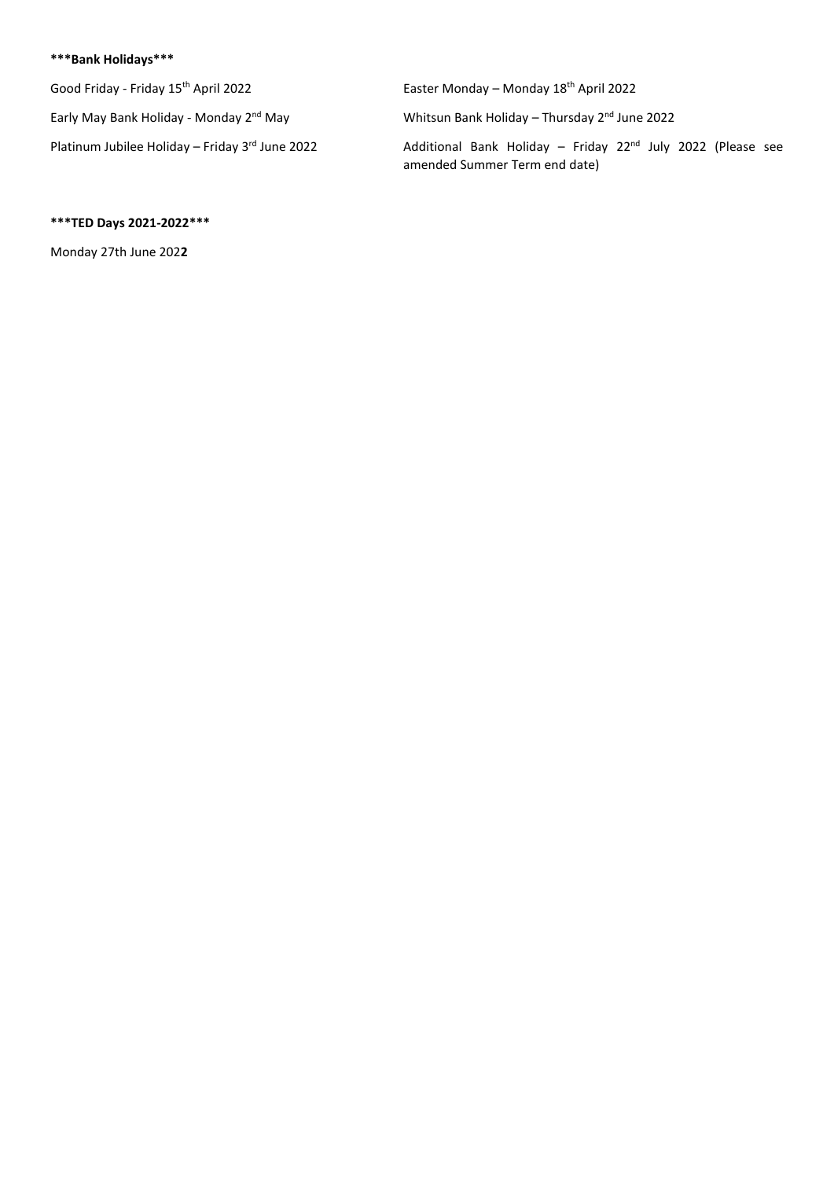**\*\*\*Bank Holidays\*\*\***

Good Friday - Friday 15th April 2022

Easter Monday – Monday 18th April 2022

Early May Bank Holiday - Monday 2nd May

Whitsun Bank Holiday – Thursday 2nd June 2022

Platinum Jubilee Holiday – Friday 3rd June 2022

Additional Bank Holiday – Friday 22nd July 2022 (Please see amended Summer Term end date)

**\*\*\*TED Days 2021-2022\*\*\***

Monday 27th June 202**2**